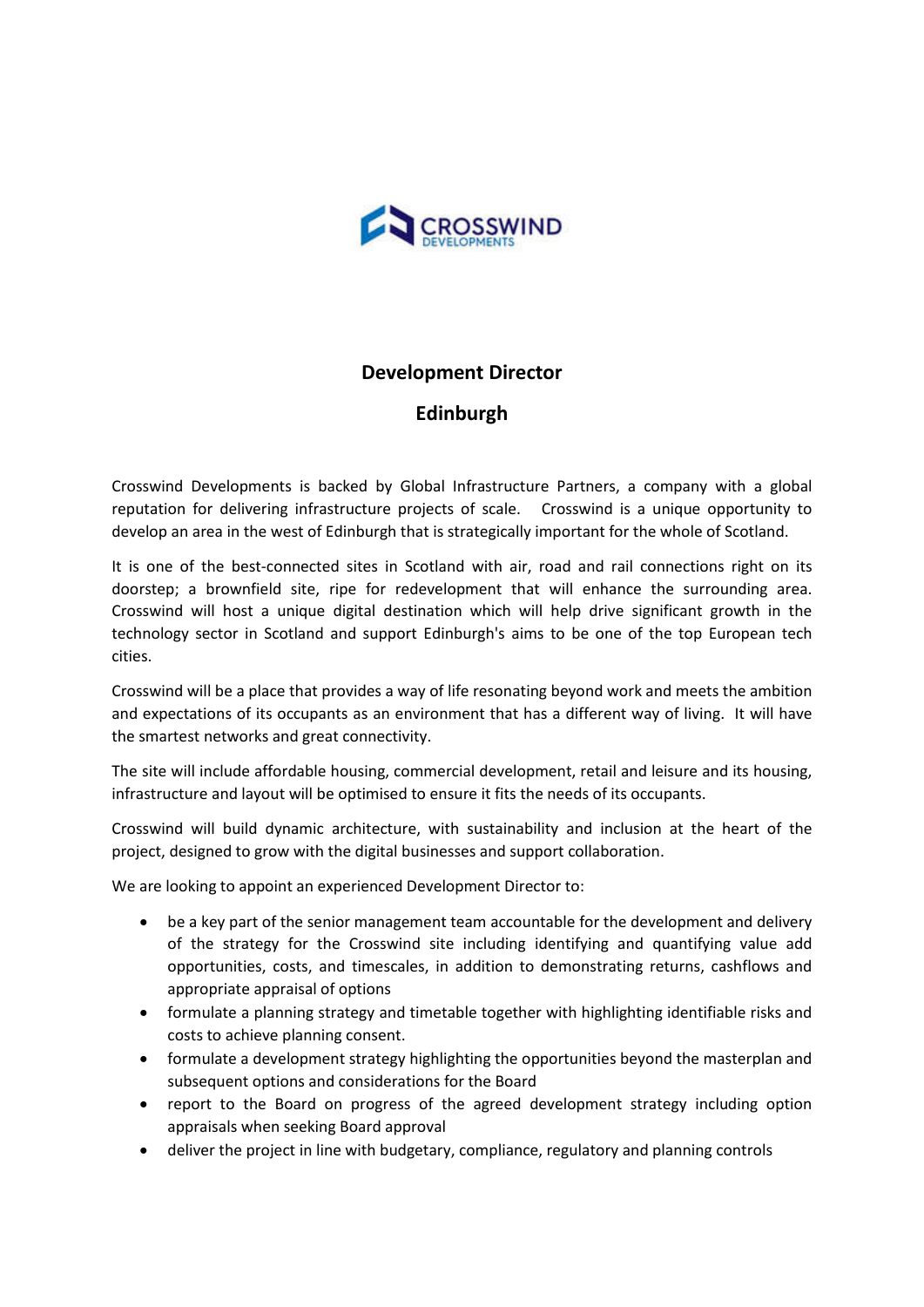# Development Director

## Edinburgh

Crosswind Developments is backed by Global Infrastructure Partners, a company with a global reputation for delivering infrastructure projects of scale. Crosswind is a unique opportunity to develop an area in the west of Edinburgh that is strategically important for the whole of Scotland.

It is one of the best-connected sites in Scotland with air, road and rail connections right on its doorstep; a brownfield site, ripe for redevelopment that will enhance the surrounding area. Crosswind will host a unique digital destination which will help drive significant growth in the technology sector in Scotland and support Edinburgh's aims to be one of the top European tech cities.

Crosswind will be a place that provides a way of life resonating beyond work and meets the ambition and expectations of its occupants as an environment that has a different way of living. It will have the smartest networks and great connectivity.

The site will include affordable housing, commercial development, retail and leisure and its housing, infrastructure and layout will be optimised to ensure it fits the needs of its occupants.

Crosswind will build dynamic architecture, with sustainability and inclusion at the heart of the project, designed to grow with the digital businesses and support collaboration.

We are looking to appoint an experienced Development Director to:

- be a key part of the senior management team accountable for the development and delivery of the strategy for the Crosswind site including identifying and quantifying value add opportunities, costs, and timescales, in addition to demonstrating returns, cashflows and appropriate appraisal of options
- formulate a planning strategy and timetable together with highlighting identifiable risks and costs to achieve planning consent.
- formulate a development strategy highlighting the opportunities beyond the masterplan and subsequent options and considerations for the Board
- report to the Board on progress of the agreed development strategy including option appraisals when seeking Board approval
- deliver the project in line with budgetary, compliance, regulatory and planning controls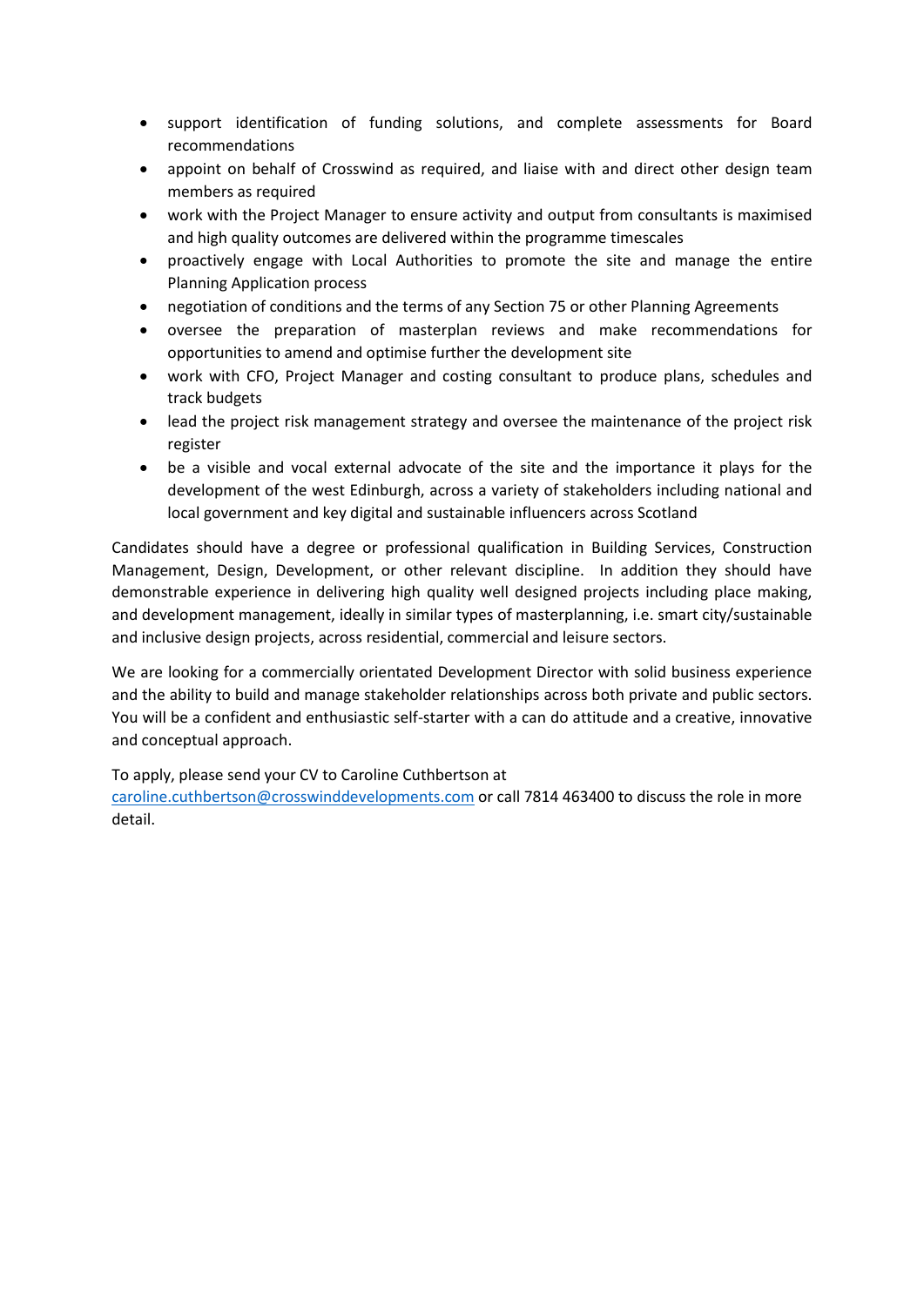- support identification of funding solutions, and complete assessments for Board recommendations
- appoint on behalf of Crosswind as required, and liaise with and direct other design team members as required
- work with the Project Manager to ensure activity and output from consultants is maximised and high quality outcomes are delivered within the programme timescales
- proactively engage with Local Authorities to promote the site and manage the entire Planning Application process
- negotiation of conditions and the terms of any Section 75 or other Planning Agreements
- oversee the preparation of masterplan reviews and make recommendations for opportunities to amend and optimise further the development site
- work with CFO, Project Manager and costing consultant to produce plans, schedules and track budgets
- lead the project risk management strategy and oversee the maintenance of the project risk register
- be a visible and vocal external advocate of the site and the importance it plays for the development of the west Edinburgh, across a variety of stakeholders including national and local government and key digital and sustainable influencers across Scotland

Candidates should have a degree or professional qualification in Building Services, Construction Management, Design, Development, or other relevant discipline. In addition they should have demonstrable experience in delivering high quality well designed projects including place making, and development management, ideally in similar types of masterplanning, i.e. smart city/sustainable and inclusive design projects, across residential, commercial and leisure sectors.

We are looking for a commercially orientated Development Director with solid business experience and the ability to build and manage stakeholder relationships across both private and public sectors. You will be a confident and enthusiastic self-starter with a can do attitude and a creative, innovative and conceptual approach.

To apply, please send your CV to Caroline Cuthbertson at caroline.cuthbertson@crosswinddevelopments.com or call 7814 463400 to discuss the role in more detail.